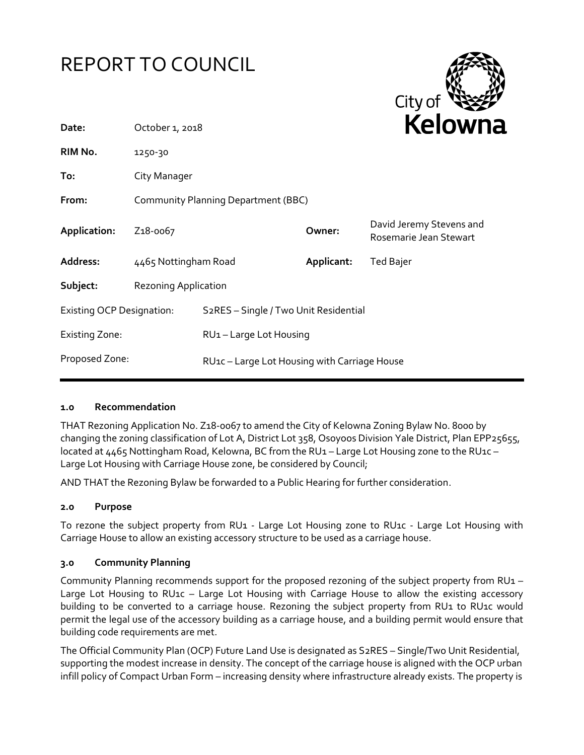# REPORT TO COUNCIL

| | | | |
|---|---|---|---|
| **Date:** | October 1, 2018 | | |
| **RIM No.** | 1250-30 | | |
| **To:** | City Manager | | |
| **From:** | Community Planning Department (BBC) | | |
| **Application:** | Z18-0067 | **Owner:** | David Jeremy Stevens and Rosemarie Jean Stewart |
| **Address:** | 4465 Nottingham Road | **Applicant:** | Ted Bajer |
| **Subject:** | Rezoning Application | | |
| Existing OCP Designation: | S2RES – Single / Two Unit Residential | | |
| Existing Zone: | RU1 – Large Lot Housing | | |
| Proposed Zone: | RU1c – Large Lot Housing with Carriage House | | |

## 1.0 Recommendation

THAT Rezoning Application No. Z18-0067 to amend the City of Kelowna Zoning Bylaw No. 8000 by changing the zoning classification of Lot A, District Lot 358, Osoyoos Division Yale District, Plan EPP25655, located at 4465 Nottingham Road, Kelowna, BC from the RU1 – Large Lot Housing zone to the RU1c – Large Lot Housing with Carriage House zone, be considered by Council;

AND THAT the Rezoning Bylaw be forwarded to a Public Hearing for further consideration.

## 2.0 Purpose

To rezone the subject property from RU1 - Large Lot Housing zone to RU1c - Large Lot Housing with Carriage House to allow an existing accessory structure to be used as a carriage house.

## 3.0 Community Planning

Community Planning recommends support for the proposed rezoning of the subject property from RU1 – Large Lot Housing to RU1c – Large Lot Housing with Carriage House to allow the existing accessory building to be converted to a carriage house. Rezoning the subject property from RU1 to RU1c would permit the legal use of the accessory building as a carriage house, and a building permit would ensure that building code requirements are met.

The Official Community Plan (OCP) Future Land Use is designated as S2RES – Single/Two Unit Residential, supporting the modest increase in density. The concept of the carriage house is aligned with the OCP urban infill policy of Compact Urban Form – increasing density where infrastructure already exists. The property is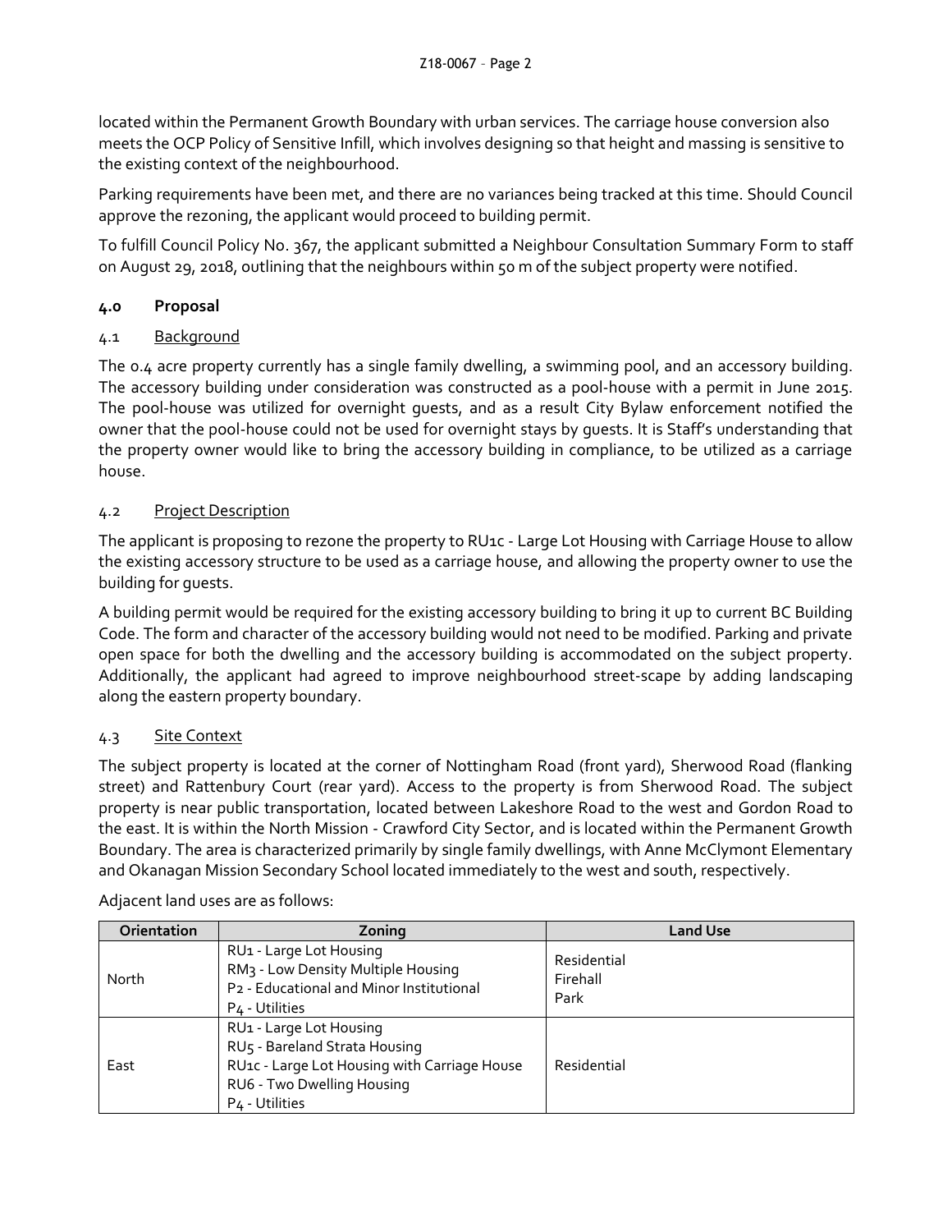located within the Permanent Growth Boundary with urban services. The carriage house conversion also meets the OCP Policy of Sensitive Infill, which involves designing so that height and massing is sensitive to the existing context of the neighbourhood.

Parking requirements have been met, and there are no variances being tracked at this time. Should Council approve the rezoning, the applicant would proceed to building permit.

To fulfill Council Policy No. 367, the applicant submitted a Neighbour Consultation Summary Form to staff on August 29, 2018, outlining that the neighbours within 50 m of the subject property were notified.

## 4.0 Proposal

### 4.1 Background

The 0.4 acre property currently has a single family dwelling, a swimming pool, and an accessory building. The accessory building under consideration was constructed as a pool-house with a permit in June 2015. The pool-house was utilized for overnight guests, and as a result City Bylaw enforcement notified the owner that the pool-house could not be used for overnight stays by guests. It is Staff's understanding that the property owner would like to bring the accessory building in compliance, to be utilized as a carriage house.

### 4.2 Project Description

The applicant is proposing to rezone the property to RU1c - Large Lot Housing with Carriage House to allow the existing accessory structure to be used as a carriage house, and allowing the property owner to use the building for guests.

A building permit would be required for the existing accessory building to bring it up to current BC Building Code. The form and character of the accessory building would not need to be modified. Parking and private open space for both the dwelling and the accessory building is accommodated on the subject property. Additionally, the applicant had agreed to improve neighbourhood street-scape by adding landscaping along the eastern property boundary.

### 4.3 Site Context

The subject property is located at the corner of Nottingham Road (front yard), Sherwood Road (flanking street) and Rattenbury Court (rear yard). Access to the property is from Sherwood Road. The subject property is near public transportation, located between Lakeshore Road to the west and Gordon Road to the east. It is within the North Mission - Crawford City Sector, and is located within the Permanent Growth Boundary. The area is characterized primarily by single family dwellings, with Anne McClymont Elementary and Okanagan Mission Secondary School located immediately to the west and south, respectively.

Adjacent land uses are as follows:

| Orientation | Zoning | Land Use |
|---|---|---|
| North | RU1 - Large Lot Housing<br>RM3 - Low Density Multiple Housing<br>P2 - Educational and Minor Institutional<br>P4 - Utilities | Residential<br>Firehall<br>Park |
| East | RU1 - Large Lot Housing<br>RU5 - Bareland Strata Housing<br>RU1c - Large Lot Housing with Carriage House<br>RU6 - Two Dwelling Housing<br>P4 - Utilities | Residential |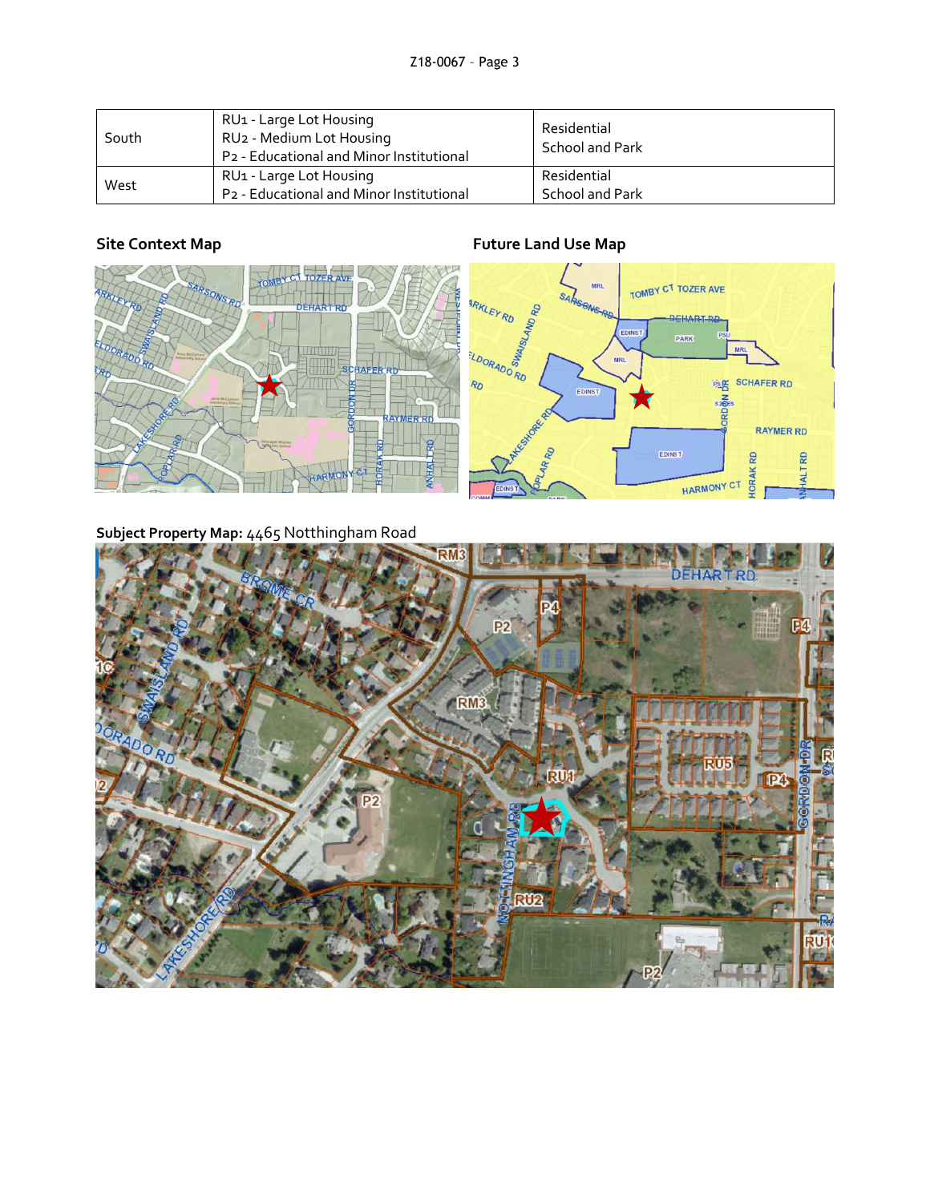| South | RU1 - Large Lot Housing<br>RU2 - Medium Lot Housing<br>P2 - Educational and Minor Institutional | Residential<br>School and Park |
|---|---|---|
| West | RU1 - Large Lot Housing<br>P2 - Educational and Minor Institutional | Residential<br>School and Park |

**Site Context Map**

**Future Land Use Map**

**Subject Property Map:** 4465 Notthingham Road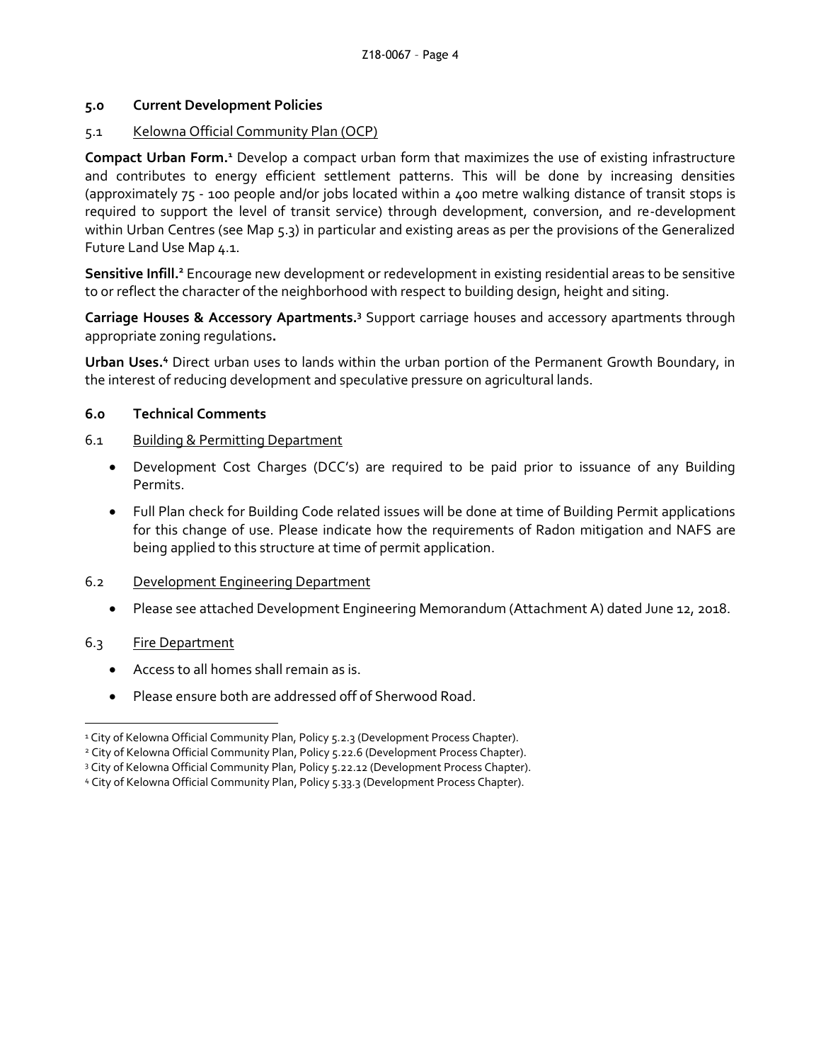## 5.0 Current Development Policies

### 5.1 Kelowna Official Community Plan (OCP)

**Compact Urban Form.**[1] Develop a compact urban form that maximizes the use of existing infrastructure and contributes to energy efficient settlement patterns. This will be done by increasing densities (approximately 75 - 100 people and/or jobs located within a 400 metre walking distance of transit stops is required to support the level of transit service) through development, conversion, and re-development within Urban Centres (see Map 5.3) in particular and existing areas as per the provisions of the Generalized Future Land Use Map 4.1.

**Sensitive Infill.**[2] Encourage new development or redevelopment in existing residential areas to be sensitive to or reflect the character of the neighborhood with respect to building design, height and siting.

**Carriage Houses & Accessory Apartments.**[3] Support carriage houses and accessory apartments through appropriate zoning regulations**.**

**Urban Uses.**[4] Direct urban uses to lands within the urban portion of the Permanent Growth Boundary, in the interest of reducing development and speculative pressure on agricultural lands.

## 6.0 Technical Comments

### 6.1 Building & Permitting Department

- Development Cost Charges (DCC's) are required to be paid prior to issuance of any Building Permits.
- Full Plan check for Building Code related issues will be done at time of Building Permit applications for this change of use. Please indicate how the requirements of Radon mitigation and NAFS are being applied to this structure at time of permit application.

### 6.2 Development Engineering Department

- Please see attached Development Engineering Memorandum (Attachment A) dated June 12, 2018.

### 6.3 Fire Department

- Access to all homes shall remain as is.
- Please ensure both are addressed off of Sherwood Road.

---

[1] City of Kelowna Official Community Plan, Policy 5.2.3 (Development Process Chapter).

[2] City of Kelowna Official Community Plan, Policy 5.22.6 (Development Process Chapter).

[3] City of Kelowna Official Community Plan, Policy 5.22.12 (Development Process Chapter).

[4] City of Kelowna Official Community Plan, Policy 5.33.3 (Development Process Chapter).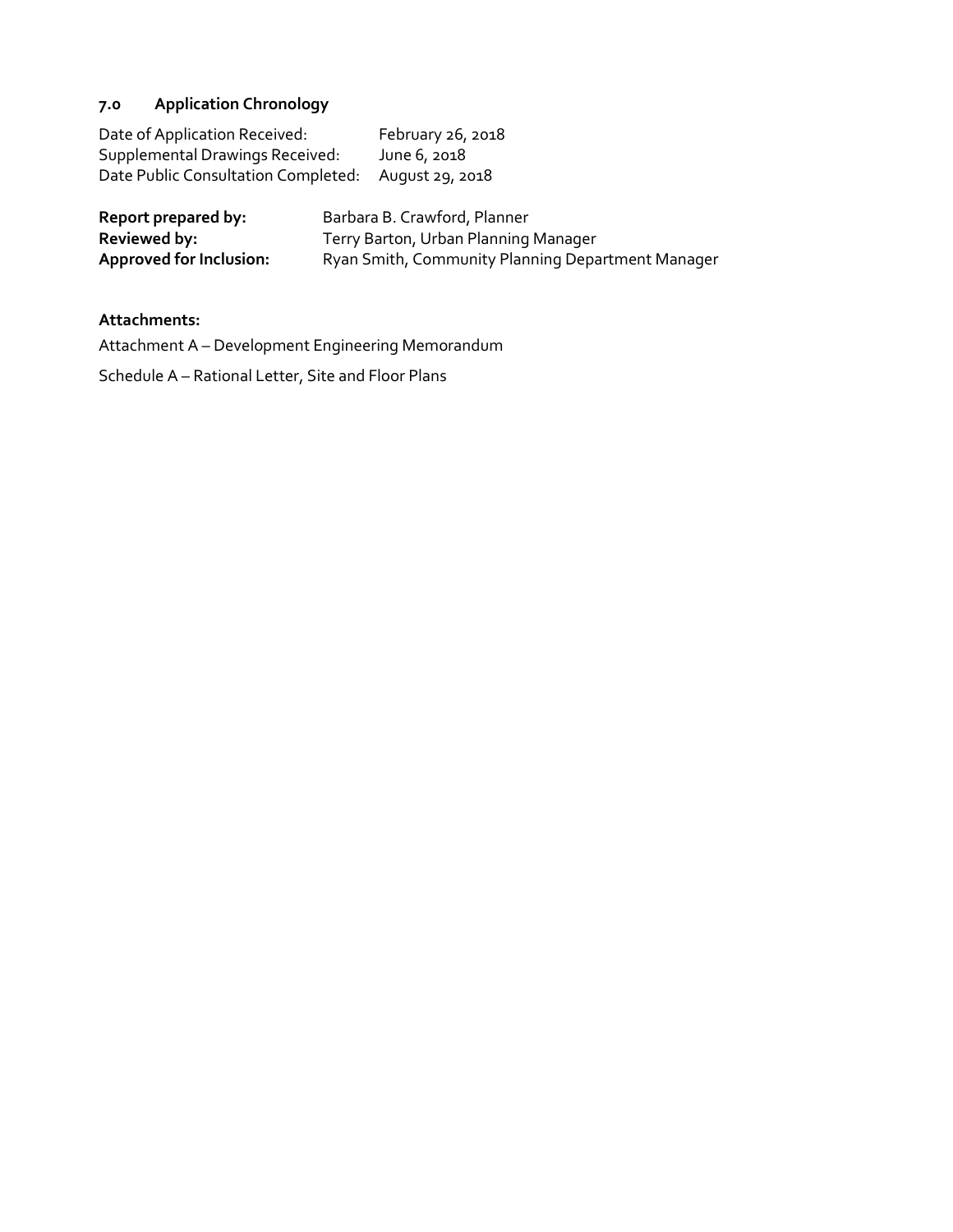## 7.0 Application Chronology

Date of Application Received: February 26, 2018
Supplemental Drawings Received: June 6, 2018
Date Public Consultation Completed: August 29, 2018

**Report prepared by:** Barbara B. Crawford, Planner
**Reviewed by:** Terry Barton, Urban Planning Manager
**Approved for Inclusion:** Ryan Smith, Community Planning Department Manager

**Attachments:**

Attachment A – Development Engineering Memorandum

Schedule A – Rational Letter, Site and Floor Plans